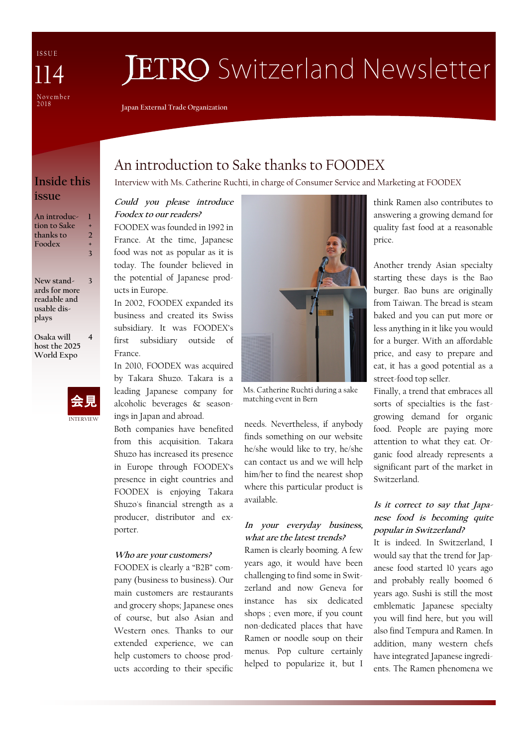ISSUE 114
November 2018

# JETRO Switzerland Newsletter

Japan External Trade Organization

## Inside this issue

- An introduction to Sake thanks to Foodex — 1 + 2 + 3
- New standards for more readable and usable displays — 3
- Osaka will host the 2025 World Expo — 4

会見
INTERVIEW

## An introduction to Sake thanks to FOODEX

Interview with Ms. Catherine Ruchti, in charge of Consumer Service and Marketing at FOODEX

***Could you please introduce Foodex to our readers?***

FOODEX was founded in 1992 in France. At the time, Japanese food was not as popular as it is today. The founder believed in the potential of Japanese products in Europe.

In 2002, FOODEX expanded its business and created its Swiss subsidiary. It was FOODEX's first subsidiary outside of France.

In 2010, FOODEX was acquired by Takara Shuzo. Takara is a leading Japanese company for alcoholic beverages & seasonings in Japan and abroad.

Both companies have benefited from this acquisition. Takara Shuzo has increased its presence in Europe through FOODEX's presence in eight countries and FOODEX is enjoying Takara Shuzo's financial strength as a producer, distributor and exporter.

***Who are your customers?***

FOODEX is clearly a "B2B" company (business to business). Our main customers are restaurants and grocery shops; Japanese ones of course, but also Asian and Western ones. Thanks to our extended experience, we can help customers to choose products according to their specific needs. Nevertheless, if anybody finds something on our website he/she would like to try, he/she can contact us and we will help him/her to find the nearest shop where this particular product is available.

Ms. Catherine Ruchti during a sake matching event in Bern

***In your everyday business, what are the latest trends?***

Ramen is clearly booming. A few years ago, it would have been challenging to find some in Switzerland and now Geneva for instance has six dedicated shops ; even more, if you count non-dedicated places that have Ramen or noodle soup on their menus. Pop culture certainly helped to popularize it, but I think Ramen also contributes to answering a growing demand for quality fast food at a reasonable price.

Another trendy Asian specialty starting these days is the Bao burger. Bao buns are originally from Taiwan. The bread is steam baked and you can put more or less anything in it like you would for a burger. With an affordable price, and easy to prepare and eat, it has a good potential as a street-food top seller.

Finally, a trend that embraces all sorts of specialties is the fast-growing demand for organic food. People are paying more attention to what they eat. Organic food already represents a significant part of the market in Switzerland.

***Is it correct to say that Japanese food is becoming quite popular in Switzerland?***

It is indeed. In Switzerland, I would say that the trend for Japanese food started 10 years ago and probably really boomed 6 years ago. Sushi is still the most emblematic Japanese specialty you will find here, but you will also find Tempura and Ramen. In addition, many western chefs have integrated Japanese ingredients. The Ramen phenomena we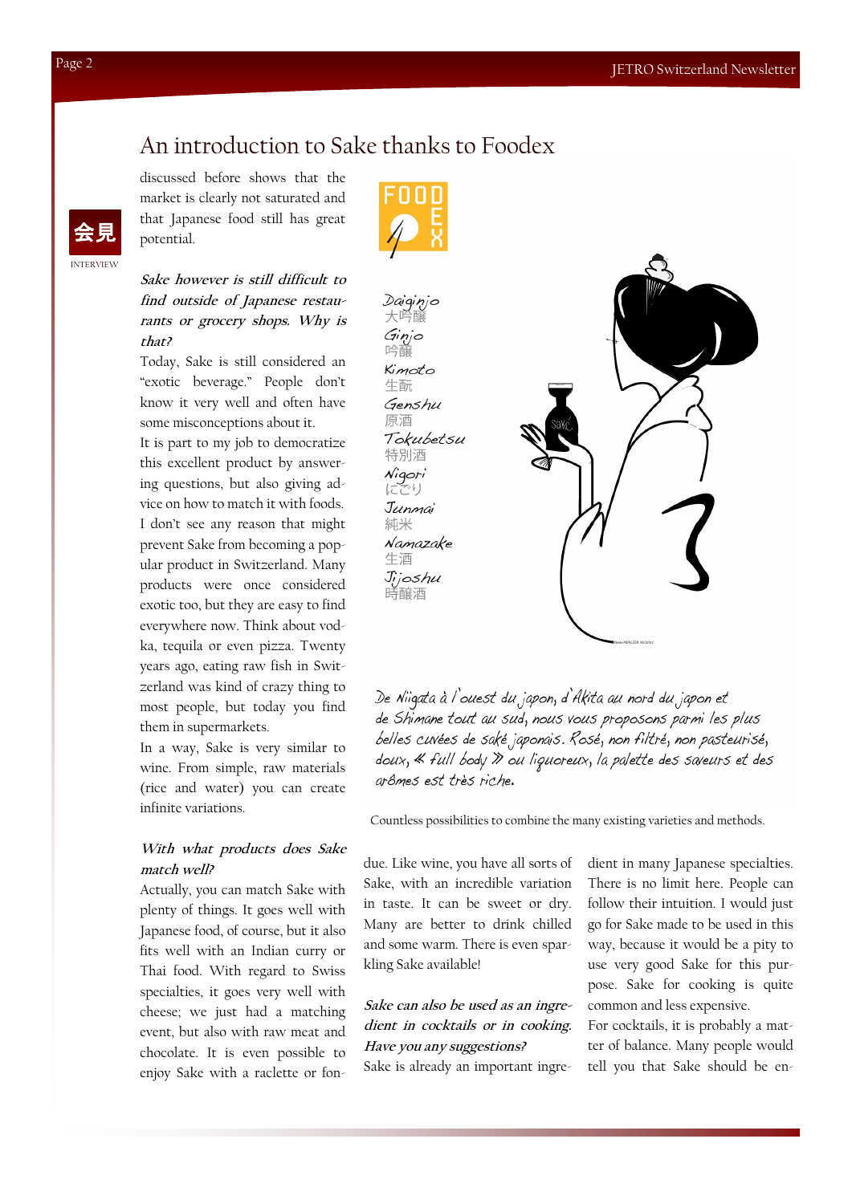## An introduction to Sake thanks to Foodex

会見

INTERVIEW

discussed before shows that the market is clearly not saturated and that Japanese food still has great potential.

***Sake however is still difficult to find outside of Japanese restaurants or grocery shops. Why is that?***

Today, Sake is still considered an "exotic beverage." People don't know it very well and often have some misconceptions about it.

It is part to my job to democratize this excellent product by answering questions, but also giving advice on how to match it with foods. I don't see any reason that might prevent Sake from becoming a popular product in Switzerland. Many products were once considered exotic too, but they are easy to find everywhere now. Think about vodka, tequila or even pizza. Twenty years ago, eating raw fish in Switzerland was kind of crazy thing to most people, but today you find them in supermarkets.

In a way, Sake is very similar to wine. From simple, raw materials (rice and water) you can create infinite variations.

***With what products does Sake match well?***

Actually, you can match Sake with plenty of things. It goes well with Japanese food, of course, but it also fits well with an Indian curry or Thai food. With regard to Swiss specialties, it goes very well with cheese; we just had a matching event, but also with raw meat and chocolate. It is even possible to enjoy Sake with a raclette or fondue. Like wine, you have all sorts of Sake, with an incredible variation in taste. It can be sweet or dry. Many are better to drink chilled and some warm. There is even sparkling Sake available!

***Sake can also be used as an ingredient in cocktails or in cooking. Have you any suggestions?***

Sake is already an important ingredient in many Japanese specialties. There is no limit here. People can follow their intuition. I would just go for Sake made to be used in this way, because it would be a pity to use very good Sake for this purpose. Sake for cooking is quite common and less expensive.

For cocktails, it is probably a matter of balance. Many people would tell you that Sake should be en-

FOODEX

Daiginjo 大吟醸
Ginjo 吟醸
Kimoto 生酛
Genshu 原酒
Tokubetsu 特別酒
Nigori にごり
Junmai 純米
Namazake 生酒
Jijoshu 時醸酒

*De Niigata à l'ouest du japon, d'Akita au nord du japon et de Shimane tout au sud, nous vous proposons parmi les plus belles cuvées de saké japonais. Rosé, non filtré, non pasteurisé, doux, « full body » ou liquoreux, la palette des saveurs et des arômes est très riche.*

Countless possibilities to combine the many existing varieties and methods.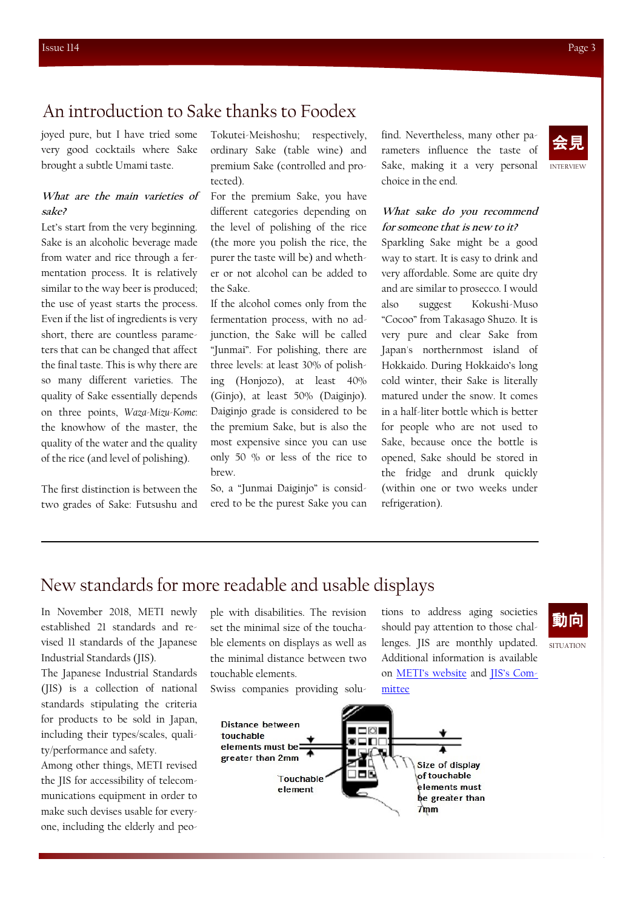## An introduction to Sake thanks to Foodex

会見 INTERVIEW

joyed pure, but I have tried some very good cocktails where Sake brought a subtle Umami taste.

***What are the main varieties of sake?***

Let's start from the very beginning. Sake is an alcoholic beverage made from water and rice through a fermentation process. It is relatively similar to the way beer is produced; the use of yeast starts the process. Even if the list of ingredients is very short, there are countless parameters that can be changed that affect the final taste. This is why there are so many different varieties. The quality of Sake essentially depends on three points, *Waza-Mizu-Kome*: the knowhow of the master, the quality of the water and the quality of the rice (and level of polishing).

The first distinction is between the two grades of Sake: Futsushu and Tokutei-Meishoshu; respectively, ordinary Sake (table wine) and premium Sake (controlled and protected).

For the premium Sake, you have different categories depending on the level of polishing of the rice (the more you polish the rice, the purer the taste will be) and whether or not alcohol can be added to the Sake.

If the alcohol comes only from the fermentation process, with no adjunction, the Sake will be called "Junmai". For polishing, there are three levels: at least 30% of polishing (Honjozo), at least 40% (Ginjo), at least 50% (Daiginjo). Daiginjo grade is considered to be the premium Sake, but is also the most expensive since you can use only 50 % or less of the rice to brew.

So, a "Junmai Daiginjo" is considered to be the purest Sake you can find. Nevertheless, many other parameters influence the taste of Sake, making it a very personal choice in the end.

***What sake do you recommend for someone that is new to it?***

Sparkling Sake might be a good way to start. It is easy to drink and very affordable. Some are quite dry and are similar to prosecco. I would also suggest Kokushi-Muso "Cocoo" from Takasago Shuzo. It is very pure and clear Sake from Japan's northernmost island of Hokkaido. During Hokkaido's long cold winter, their Sake is literally matured under the snow. It comes in a half-liter bottle which is better for people who are not used to Sake, because once the bottle is opened, Sake should be stored in the fridge and drunk quickly (within one or two weeks under refrigeration).

---

## New standards for more readable and usable displays

動向 SITUATION

In November 2018, METI newly established 21 standards and revised 11 standards of the Japanese Industrial Standards (JIS).

The Japanese Industrial Standards (JIS) is a collection of national standards stipulating the criteria for products to be sold in Japan, including their types/scales, quality/performance and safety.

Among other things, METI revised the JIS for accessibility of telecommunications equipment in order to make such devises usable for everyone, including the elderly and people with disabilities. The revision set the minimal size of the touchable elements on displays as well as the minimal distance between two touchable elements.

Swiss companies providing solutions to address aging societies should pay attention to those challenges. JIS are monthly updated. Additional information is available on [METI's website]() and [JIS's Committee]()

Distance between touchable elements must be greater than 2mm

Touchable element

Size of display of touchable elements must be greater than 7mm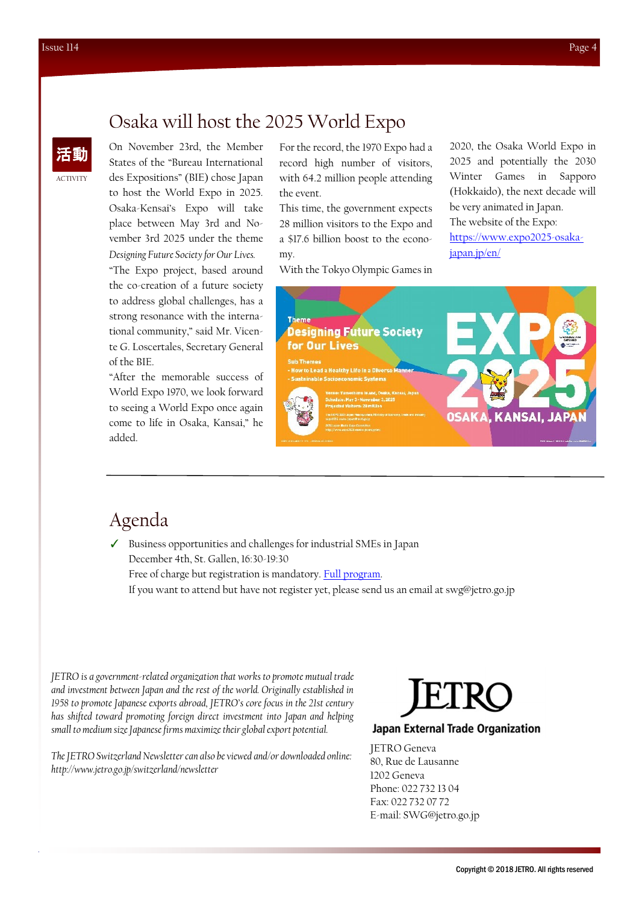# Osaka will host the 2025 World Expo

活動
ACTIVITY

On November 23rd, the Member States of the "Bureau International des Expositions" (BIE) chose Japan to host the World Expo in 2025. Osaka-Kensai's Expo will take place between May 3rd and November 3rd 2025 under the theme *Designing Future Society for Our Lives.*

"The Expo project, based around the co-creation of a future society to address global challenges, has a strong resonance with the international community," said Mr. Vicente G. Loscertales, Secretary General of the BIE.

"After the memorable success of World Expo 1970, we look forward to seeing a World Expo once again come to life in Osaka, Kansai," he added.

For the record, the 1970 Expo had a record high number of visitors, with 64.2 million people attending the event.

This time, the government expects 28 million visitors to the Expo and a $17.6 billion boost to the economy.

With the Tokyo Olympic Games in 2020, the Osaka World Expo in 2025 and potentially the 2030 Winter Games in Sapporo (Hokkaido), the next decade will be very animated in Japan.

The website of the Expo: [https://www.expo2025-osaka-japan.jp/en/](https://www.expo2025-osaka-japan.jp/en/)

## Agenda

✓ Business opportunities and challenges for industrial SMEs in Japan
December 4th, St. Gallen, 16:30-19:30
Free of charge but registration is mandatory. Full program.
If you want to attend but have not register yet, please send us an email at swg@jetro.go.jp

*JETRO is a government-related organization that works to promote mutual trade and investment between Japan and the rest of the world. Originally established in 1958 to promote Japanese exports abroad, JETRO's core focus in the 21st century has shifted toward promoting foreign direct investment into Japan and helping small to medium size Japanese firms maximize their global export potential.*

*The JETRO Switzerland Newsletter can also be viewed and/or downloaded online: http://www.jetro.go.jp/switzerland/newsletter*

JETRO
Japan External Trade Organization

JETRO Geneva
80, Rue de Lausanne
1202 Geneva
Phone: 022 732 13 04
Fax: 022 732 07 72
E-mail: SWG@jetro.go.jp

Copyright © 2018 JETRO. All rights reserved